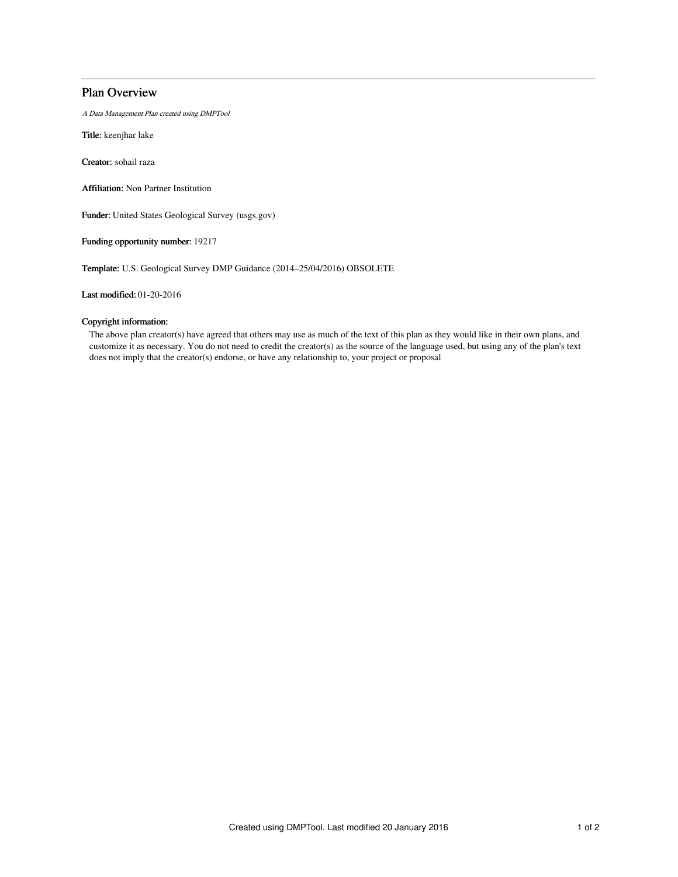# Plan Overview

*A Data Management Plan created using DMPTool*

**Title:** keenjhar lake

**Creator:** sohail raza

**Affiliation:** Non Partner Institution

**Funder:** United States Geological Survey (usgs.gov)

**Funding opportunity number:** 19217

**Template:** U.S. Geological Survey DMP Guidance (2014–25/04/2016) OBSOLETE

**Last modified:** 01-20-2016

**Copyright information:**

The above plan creator(s) have agreed that others may use as much of the text of this plan as they would like in their own plans, and customize it as necessary. You do not need to credit the creator(s) as the source of the language used, but using any of the plan's text does not imply that the creator(s) endorse, or have any relationship to, your project or proposal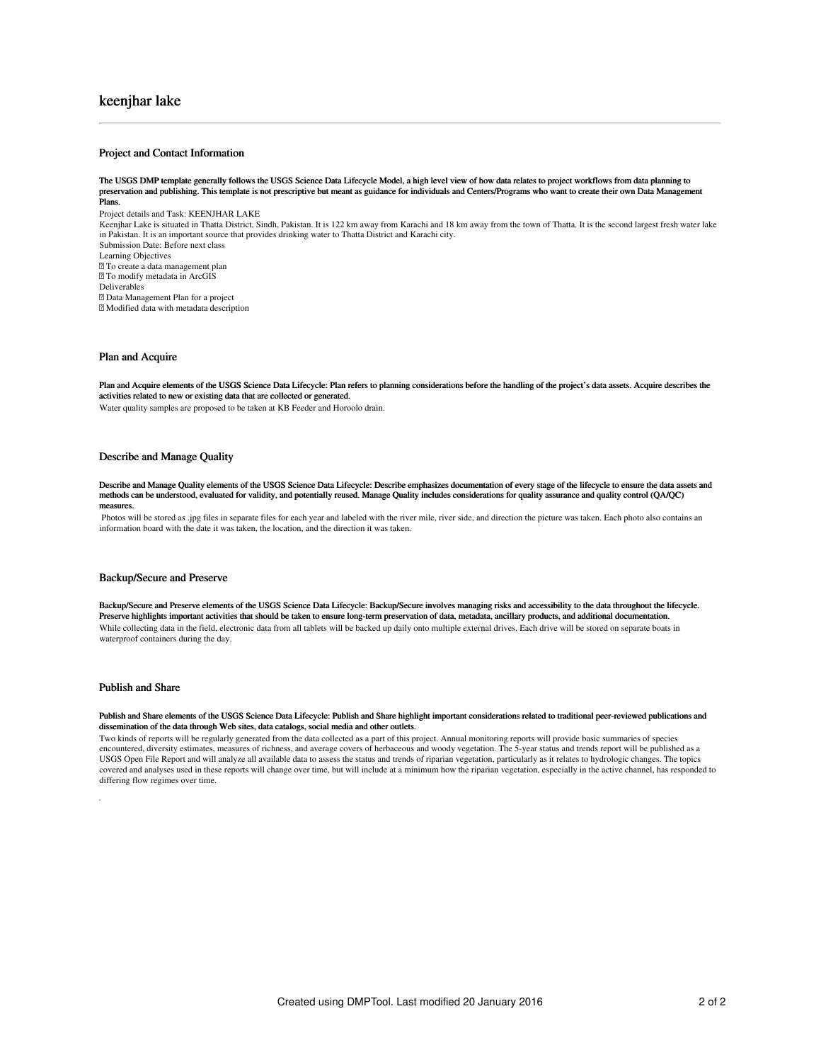# keenjhar lake

## Project and Contact Information

**The USGS DMP template generally follows the USGS Science Data Lifecycle Model, a high level view of how data relates to project workflows from data planning to preservation and publishing. This template is not prescriptive but meant as guidance for individuals and Centers/Programs who want to create their own Data Management Plans.**

Project details and Task: KEENJHAR LAKE

Keenjhar Lake is situated in Thatta District, Sindh, Pakistan. It is 122 km away from Karachi and 18 km away from the town of Thatta. It is the second largest fresh water lake in Pakistan. It is an important source that provides drinking water to Thatta District and Karachi city.

Submission Date: Before next class

Learning Objectives

- To create a data management plan
- To modify metadata in ArcGIS

Deliverables

- Data Management Plan for a project
- Modified data with metadata description

## Plan and Acquire

**Plan and Acquire elements of the USGS Science Data Lifecycle: Plan refers to planning considerations before the handling of the project's data assets. Acquire describes the activities related to new or existing data that are collected or generated.**

Water quality samples are proposed to be taken at KB Feeder and Horoolo drain.

## Describe and Manage Quality

**Describe and Manage Quality elements of the USGS Science Data Lifecycle: Describe emphasizes documentation of every stage of the lifecycle to ensure the data assets and methods can be understood, evaluated for validity, and potentially reused. Manage Quality includes considerations for quality assurance and quality control (QA/QC) measures.**

Photos will be stored as .jpg files in separate files for each year and labeled with the river mile, river side, and direction the picture was taken. Each photo also contains an information board with the date it was taken, the location, and the direction it was taken.

## Backup/Secure and Preserve

**Backup/Secure and Preserve elements of the USGS Science Data Lifecycle: Backup/Secure involves managing risks and accessibility to the data throughout the lifecycle. Preserve highlights important activities that should be taken to ensure long-term preservation of data, metadata, ancillary products, and additional documentation.**

While collecting data in the field, electronic data from all tablets will be backed up daily onto multiple external drives. Each drive will be stored on separate boats in waterproof containers during the day.

## Publish and Share

**Publish and Share elements of the USGS Science Data Lifecycle: Publish and Share highlight important considerations related to traditional peer-reviewed publications and dissemination of the data through Web sites, data catalogs, social media and other outlets.**

Two kinds of reports will be regularly generated from the data collected as a part of this project. Annual monitoring reports will provide basic summaries of species encountered, diversity estimates, measures of richness, and average covers of herbaceous and woody vegetation. The 5-year status and trends report will be published as a USGS Open File Report and will analyze all available data to assess the status and trends of riparian vegetation, particularly as it relates to hydrologic changes. The topics covered and analyses used in these reports will change over time, but will include at a minimum how the riparian vegetation, especially in the active channel, has responded to differing flow regimes over time.